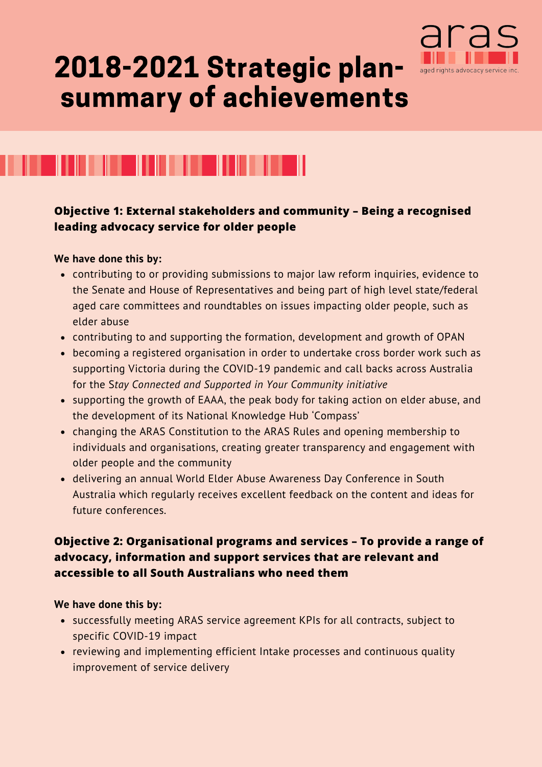aras
aged rights advocacy service inc.

# 2018-2021 Strategic plan- summary of achievements

### Objective 1: External stakeholders and community – Being a recognised leading advocacy service for older people

**We have done this by:**

- contributing to or providing submissions to major law reform inquiries, evidence to the Senate and House of Representatives and being part of high level state/federal aged care committees and roundtables on issues impacting older people, such as elder abuse
- contributing to and supporting the formation, development and growth of OPAN
- becoming a registered organisation in order to undertake cross border work such as supporting Victoria during the COVID-19 pandemic and call backs across Australia for the S*tay Connected and Supported in Your Community initiative*
- supporting the growth of EAAA, the peak body for taking action on elder abuse, and the development of its National Knowledge Hub 'Compass'
- changing the ARAS Constitution to the ARAS Rules and opening membership to individuals and organisations, creating greater transparency and engagement with older people and the community
- delivering an annual World Elder Abuse Awareness Day Conference in South Australia which regularly receives excellent feedback on the content and ideas for future conferences.

### Objective 2: Organisational programs and services – To provide a range of advocacy, information and support services that are relevant and accessible to all South Australians who need them

**We have done this by:**

- successfully meeting ARAS service agreement KPIs for all contracts, subject to specific COVID-19 impact
- reviewing and implementing efficient Intake processes and continuous quality improvement of service delivery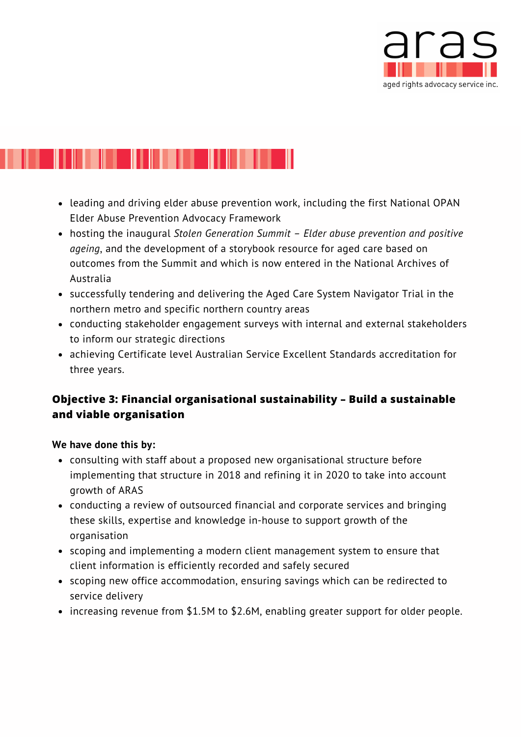- leading and driving elder abuse prevention work, including the first National OPAN Elder Abuse Prevention Advocacy Framework
- hosting the inaugural *Stolen Generation Summit – Elder abuse prevention and positive ageing*, and the development of a storybook resource for aged care based on outcomes from the Summit and which is now entered in the National Archives of Australia
- successfully tendering and delivering the Aged Care System Navigator Trial in the northern metro and specific northern country areas
- conducting stakeholder engagement surveys with internal and external stakeholders to inform our strategic directions
- achieving Certificate level Australian Service Excellent Standards accreditation for three years.

### Objective 3: Financial organisational sustainability – Build a sustainable and viable organisation

**We have done this by:**

- consulting with staff about a proposed new organisational structure before implementing that structure in 2018 and refining it in 2020 to take into account growth of ARAS
- conducting a review of outsourced financial and corporate services and bringing these skills, expertise and knowledge in-house to support growth of the organisation
- scoping and implementing a modern client management system to ensure that client information is efficiently recorded and safely secured
- scoping new office accommodation, ensuring savings which can be redirected to service delivery
- increasing revenue from $1.5M to $2.6M, enabling greater support for older people.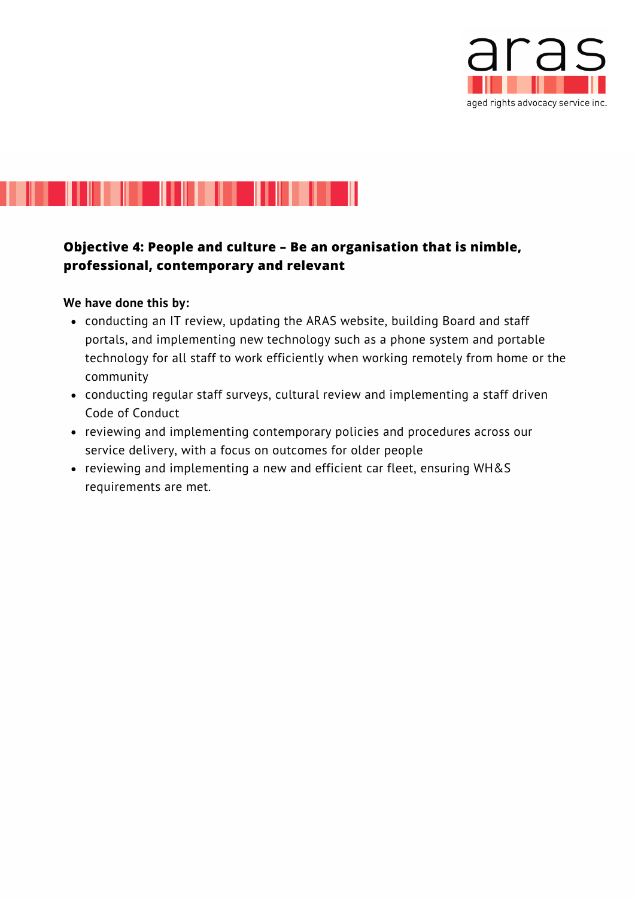**Objective 4: People and culture – Be an organisation that is nimble, professional, contemporary and relevant**

**We have done this by:**

- conducting an IT review, updating the ARAS website, building Board and staff portals, and implementing new technology such as a phone system and portable technology for all staff to work efficiently when working remotely from home or the community
- conducting regular staff surveys, cultural review and implementing a staff driven Code of Conduct
- reviewing and implementing contemporary policies and procedures across our service delivery, with a focus on outcomes for older people
- reviewing and implementing a new and efficient car fleet, ensuring WH&S requirements are met.